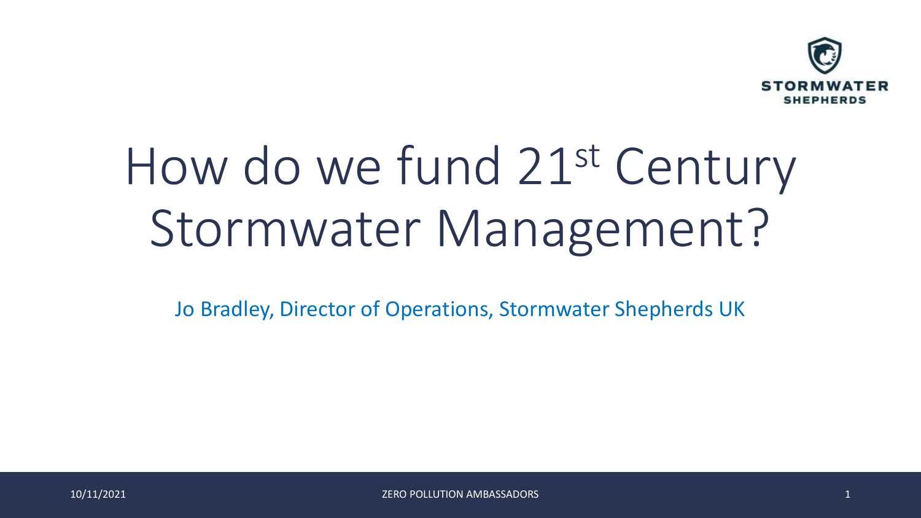# How do we fund 21st Century Stormwater Management?

Jo Bradley, Director of Operations, Stormwater Shepherds UK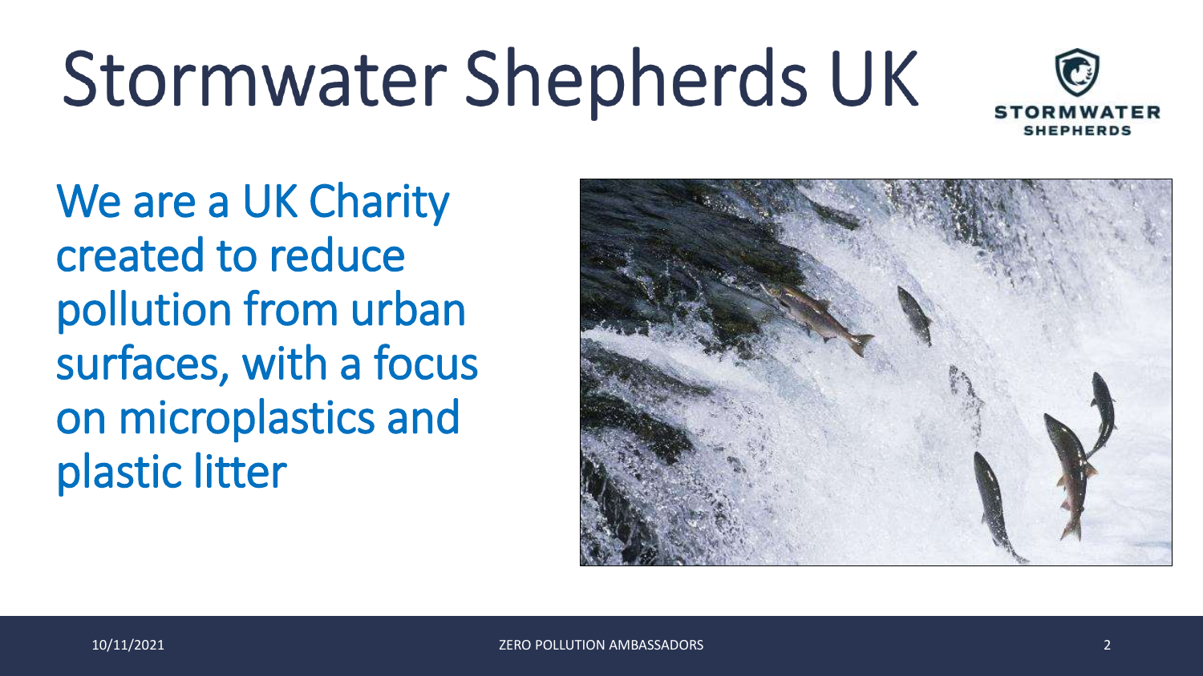# Stormwater Shepherds UK

We are a UK Charity created to reduce pollution from urban surfaces, with a focus on microplastics and plastic litter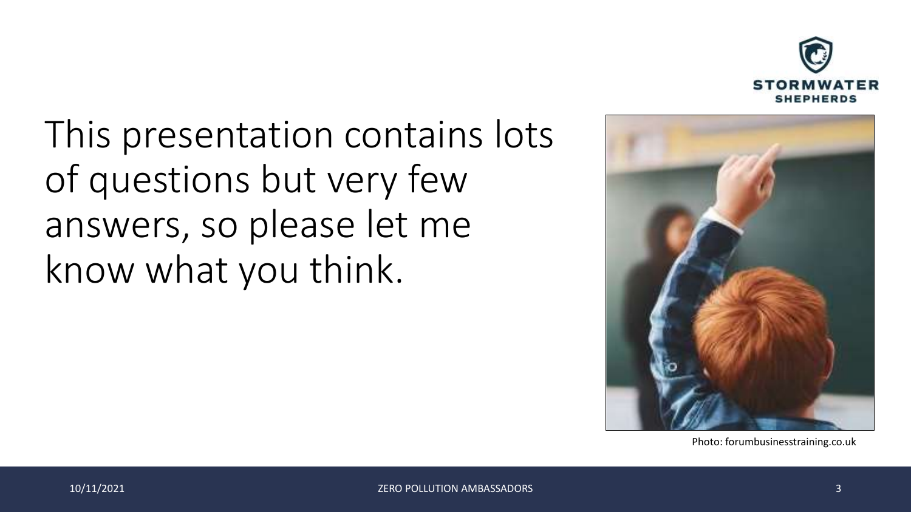This presentation contains lots of questions but very few answers, so please let me know what you think.

Photo: forumbusinesstraining.co.uk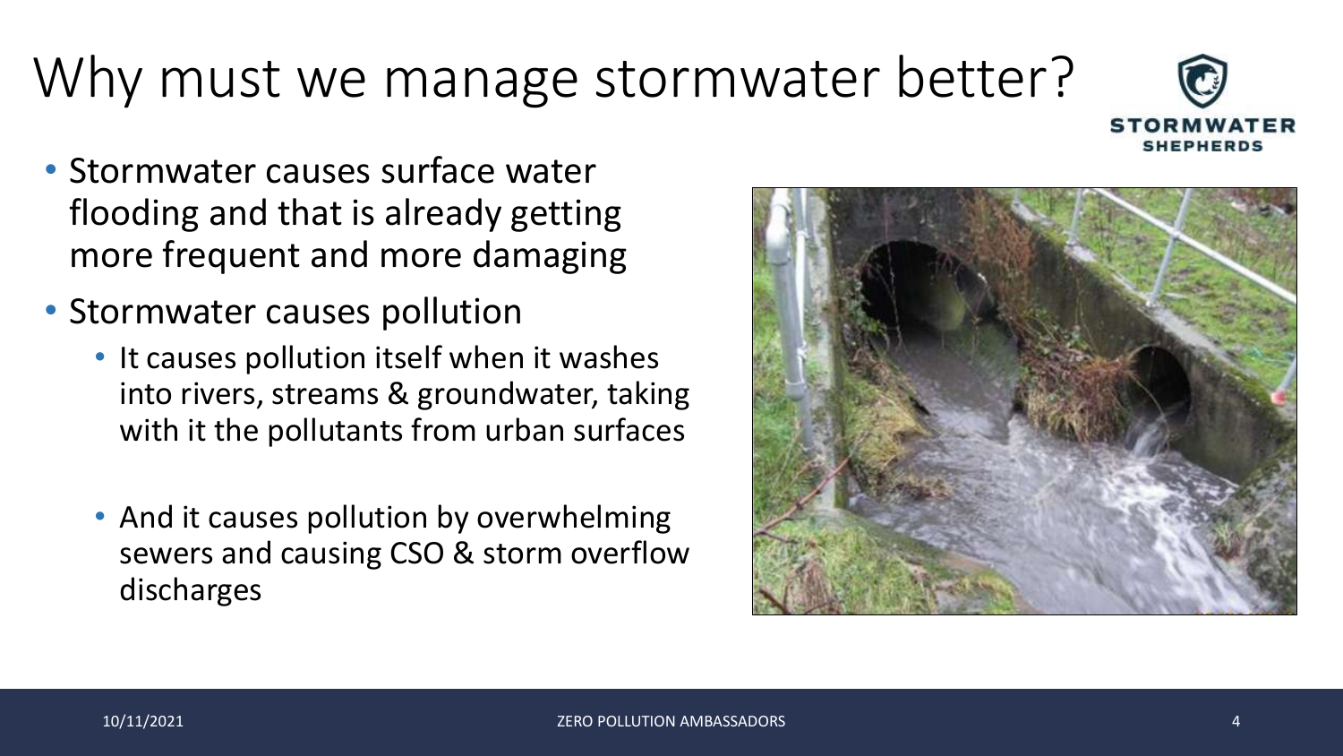# Why must we manage stormwater better?

- Stormwater causes surface water flooding and that is already getting more frequent and more damaging
- Stormwater causes pollution
  - It causes pollution itself when it washes into rivers, streams & groundwater, taking with it the pollutants from urban surfaces
  - And it causes pollution by overwhelming sewers and causing CSO & storm overflow discharges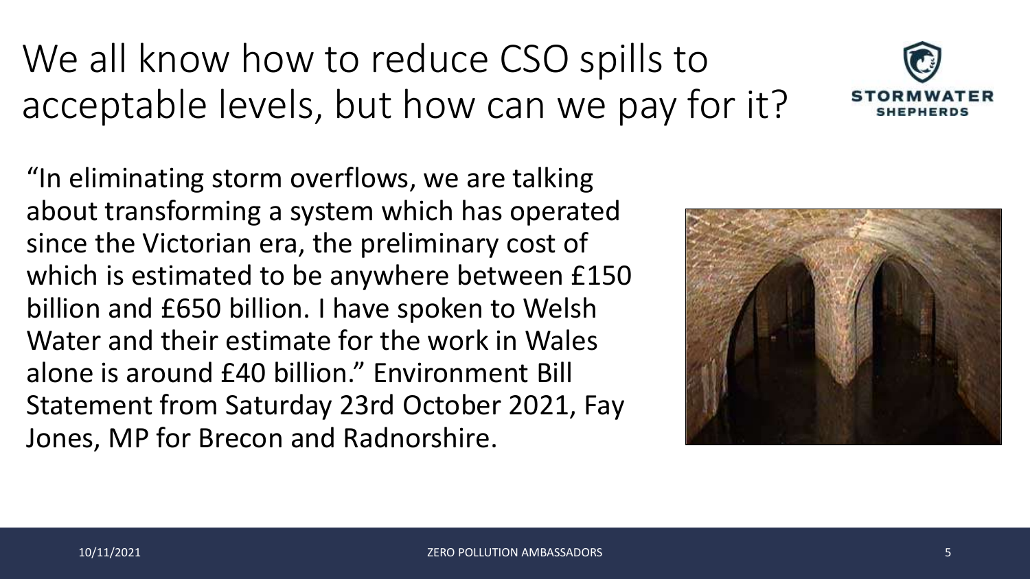# We all know how to reduce CSO spills to acceptable levels, but how can we pay for it?

"In eliminating storm overflows, we are talking about transforming a system which has operated since the Victorian era, the preliminary cost of which is estimated to be anywhere between £150 billion and £650 billion. I have spoken to Welsh Water and their estimate for the work in Wales alone is around £40 billion." Environment Bill Statement from Saturday 23rd October 2021, Fay Jones, MP for Brecon and Radnorshire.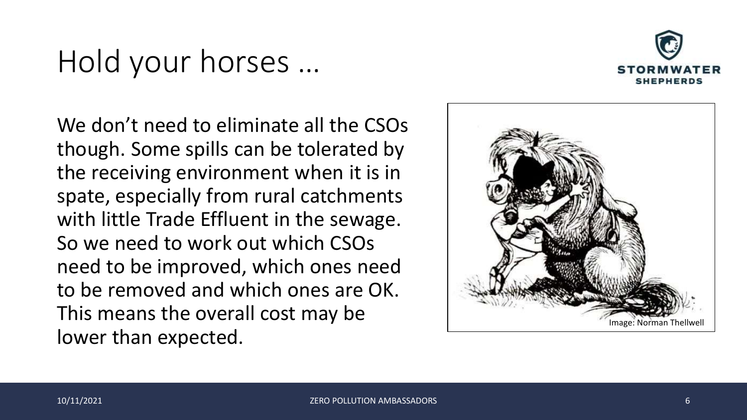# Hold your horses …

We don't need to eliminate all the CSOs though. Some spills can be tolerated by the receiving environment when it is in spate, especially from rural catchments with little Trade Effluent in the sewage. So we need to work out which CSOs need to be improved, which ones need to be removed and which ones are OK. This means the overall cost may be lower than expected.

Image: Norman Thellwell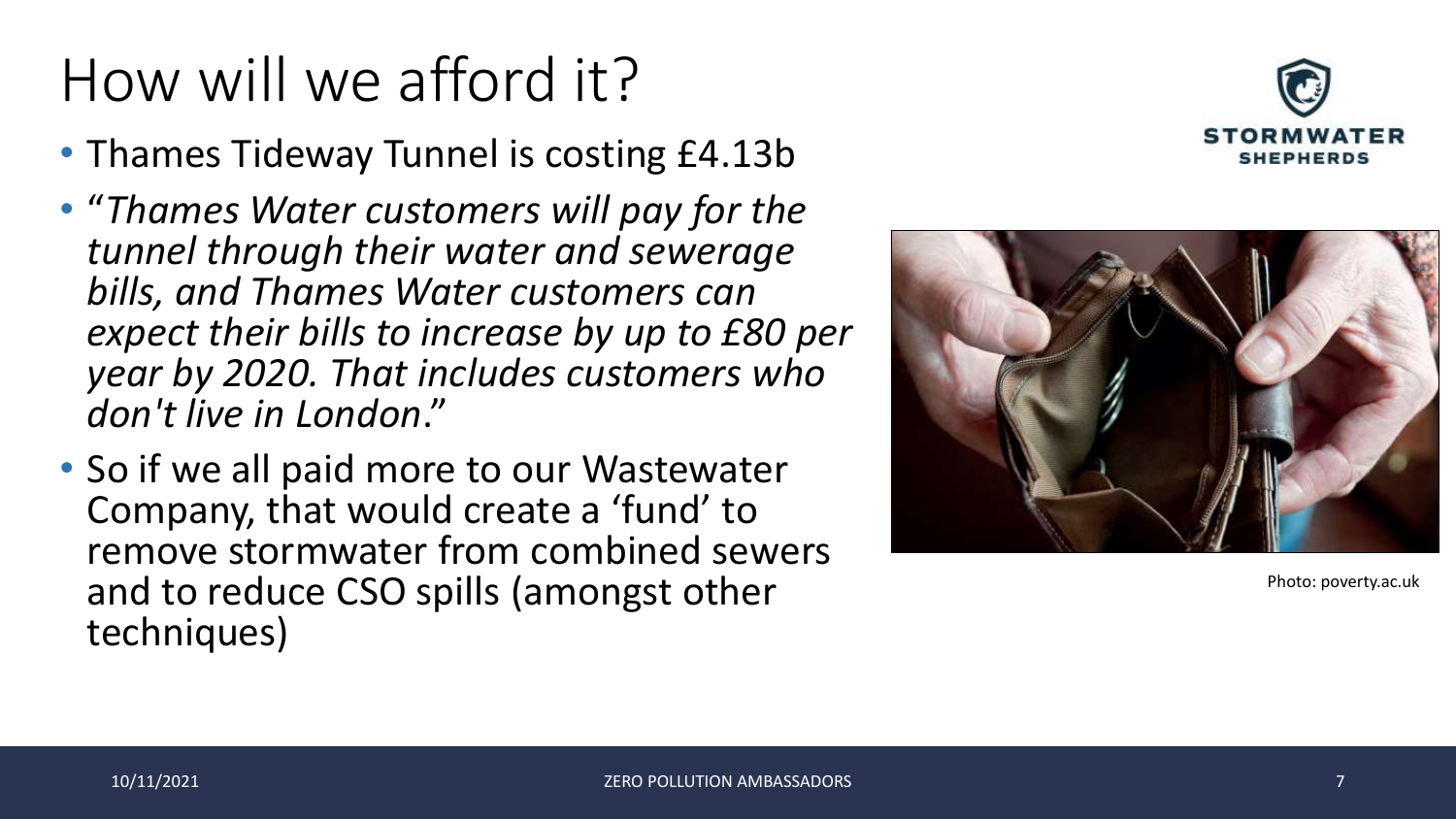# How will we afford it?

- Thames Tideway Tunnel is costing £4.13b
- "*Thames Water customers will pay for the tunnel through their water and sewerage bills, and Thames Water customers can expect their bills to increase by up to £80 per year by 2020. That includes customers who don't live in London*."
- So if we all paid more to our Wastewater Company, that would create a 'fund' to remove stormwater from combined sewers and to reduce CSO spills (amongst other techniques)

Photo: poverty.ac.uk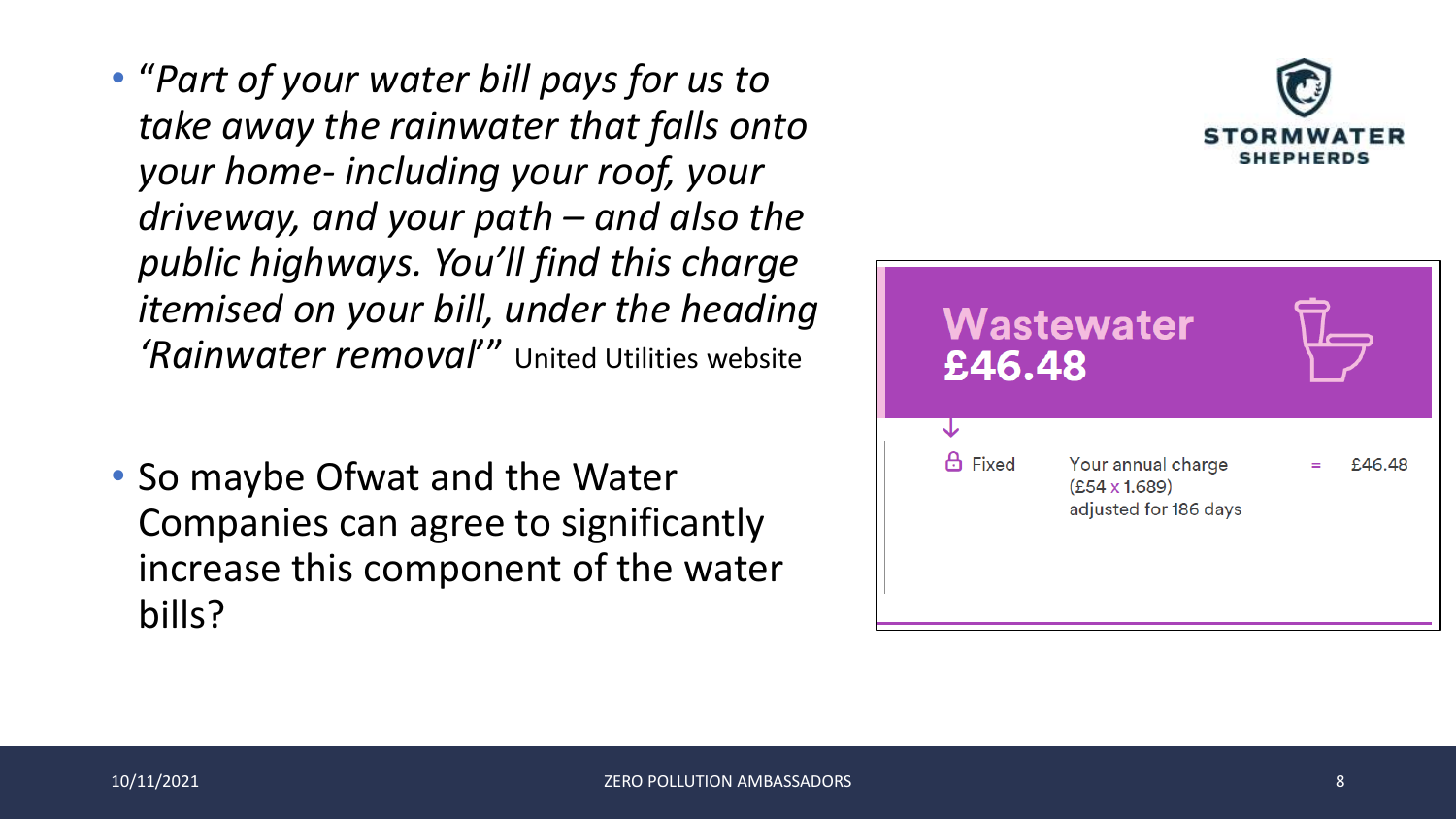- *"Part of your water bill pays for us to take away the rainwater that falls onto your home- including your roof, your driveway, and your path – and also the public highways. You'll find this charge itemised on your bill, under the heading 'Rainwater removal'"* United Utilities website

- So maybe Ofwat and the Water Companies can agree to significantly increase this component of the water bills?

STORMWATER SHEPHERDS

**Wastewater**
**£46.48**

| Fixed | Your annual charge (£54 x 1.689) adjusted for 186 days | = | £46.48 |
|---|---|---|---|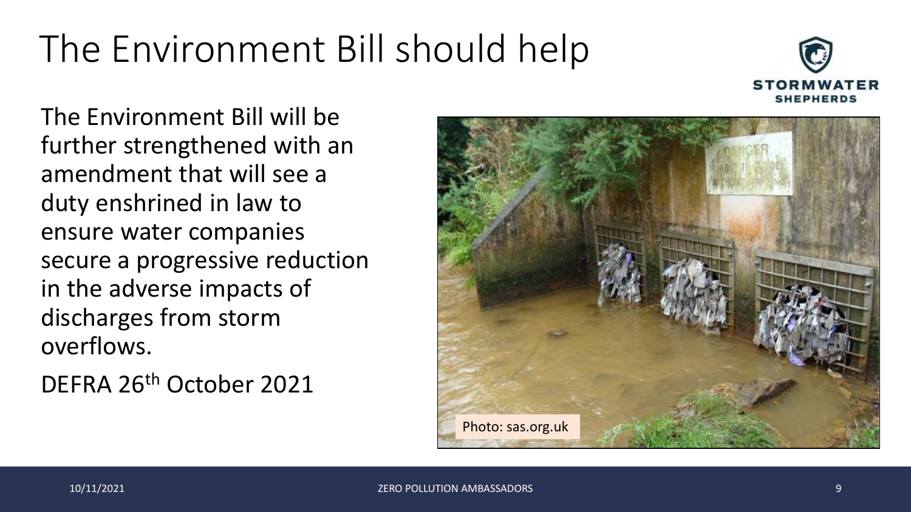# The Environment Bill should help

The Environment Bill will be further strengthened with an amendment that will see a duty enshrined in law to ensure water companies secure a progressive reduction in the adverse impacts of discharges from storm overflows.

DEFRA 26th October 2021

Photo: sas.org.uk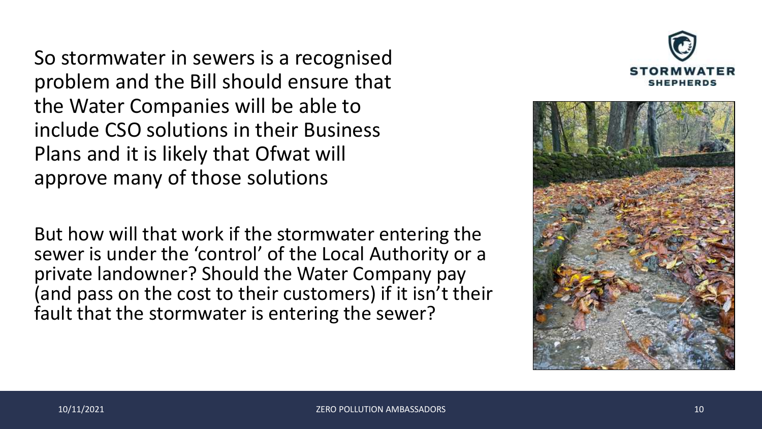So stormwater in sewers is a recognised problem and the Bill should ensure that the Water Companies will be able to include CSO solutions in their Business Plans and it is likely that Ofwat will approve many of those solutions

But how will that work if the stormwater entering the sewer is under the 'control' of the Local Authority or a private landowner? Should the Water Company pay (and pass on the cost to their customers) if it isn't their fault that the stormwater is entering the sewer?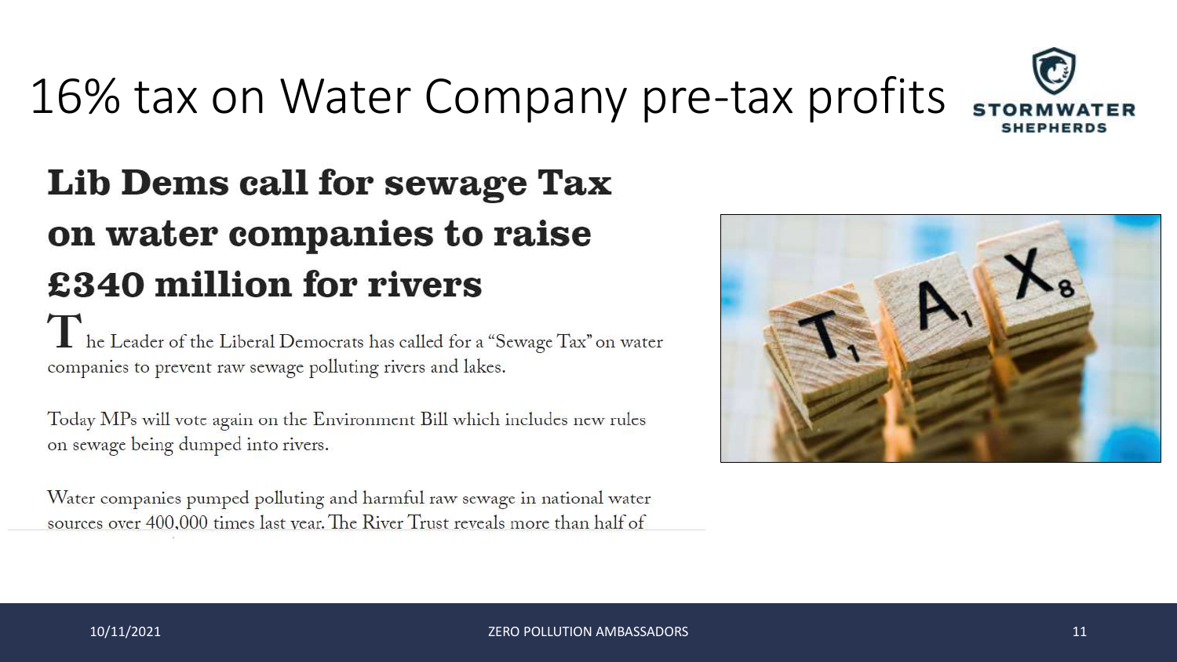# 16% tax on Water Company pre-tax profits

## Lib Dems call for sewage Tax on water companies to raise £340 million for rivers

The Leader of the Liberal Democrats has called for a "Sewage Tax" on water companies to prevent raw sewage polluting rivers and lakes.

Today MPs will vote again on the Environment Bill which includes new rules on sewage being dumped into rivers.

Water companies pumped polluting and harmful raw sewage in national water sources over 400,000 times last year. The River Trust reveals more than half of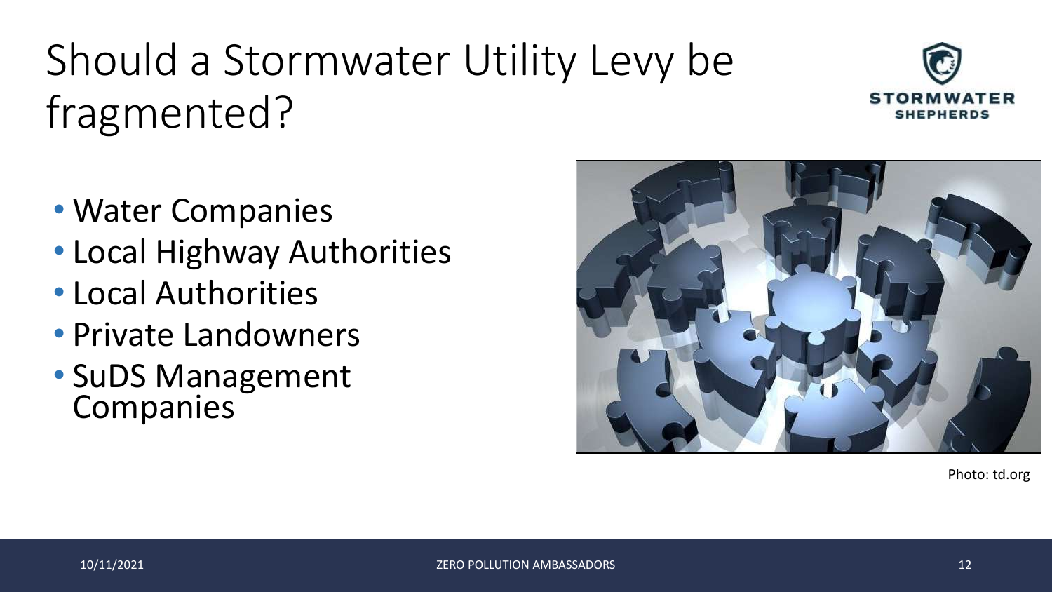# Should a Stormwater Utility Levy be fragmented?

- Water Companies
- Local Highway Authorities
- Local Authorities
- Private Landowners
- SuDS Management Companies

Photo: td.org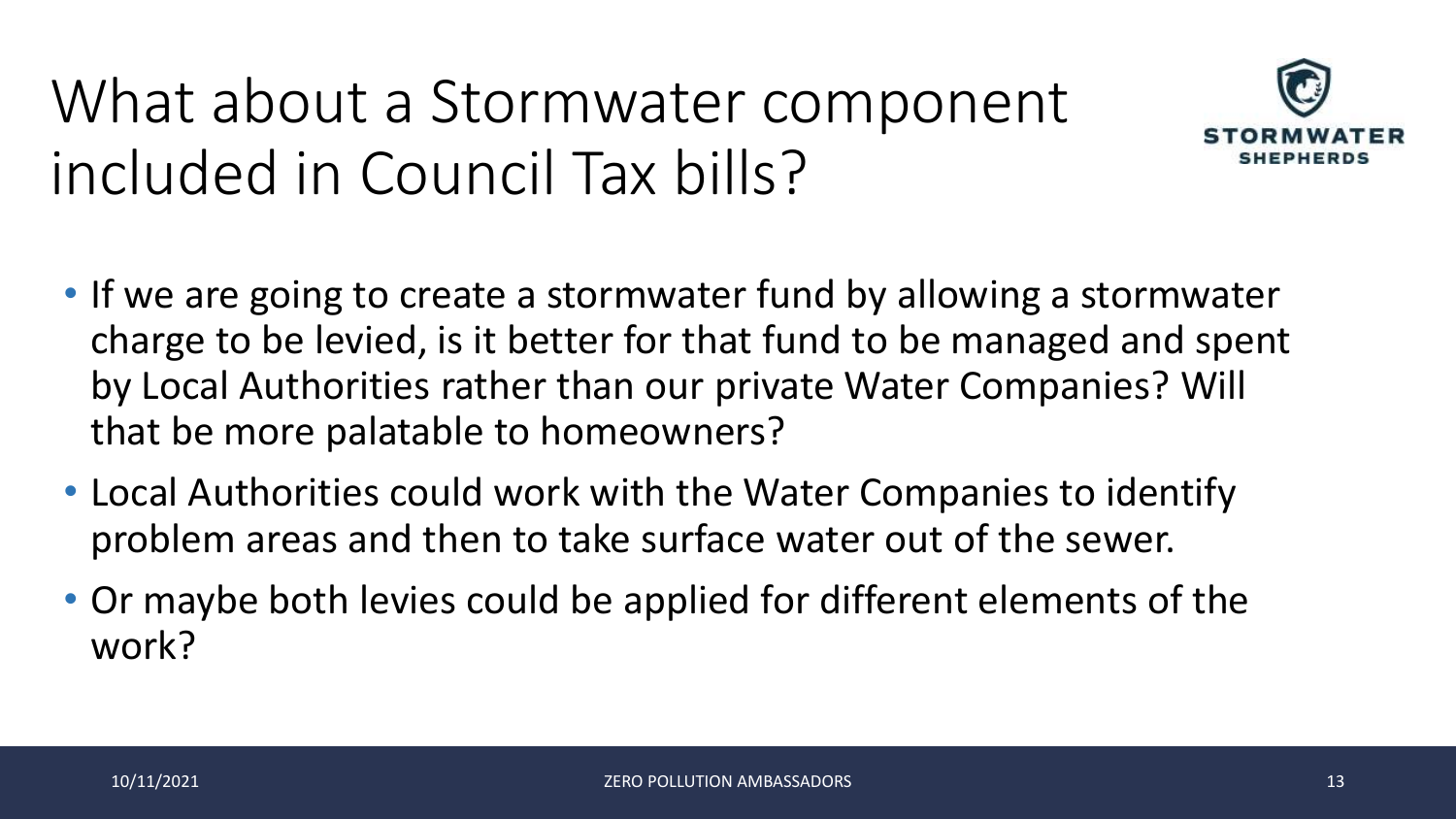# What about a Stormwater component included in Council Tax bills?

- If we are going to create a stormwater fund by allowing a stormwater charge to be levied, is it better for that fund to be managed and spent by Local Authorities rather than our private Water Companies? Will that be more palatable to homeowners?
- Local Authorities could work with the Water Companies to identify problem areas and then to take surface water out of the sewer.
- Or maybe both levies could be applied for different elements of the work?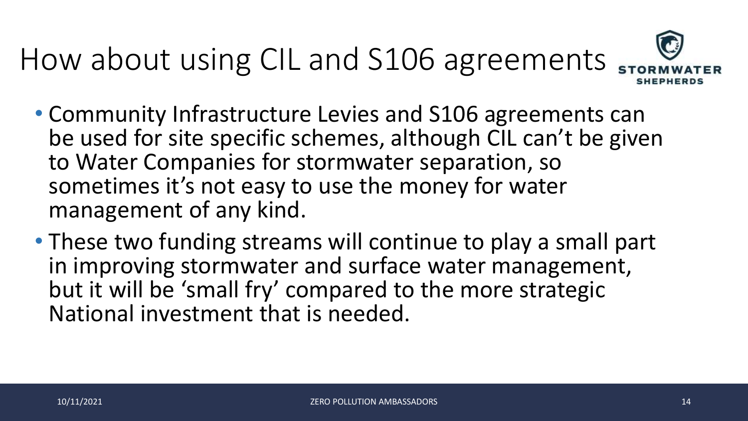# How about using CIL and S106 agreements

- Community Infrastructure Levies and S106 agreements can be used for site specific schemes, although CIL can't be given to Water Companies for stormwater separation, so sometimes it's not easy to use the money for water management of any kind.
- These two funding streams will continue to play a small part in improving stormwater and surface water management, but it will be 'small fry' compared to the more strategic National investment that is needed.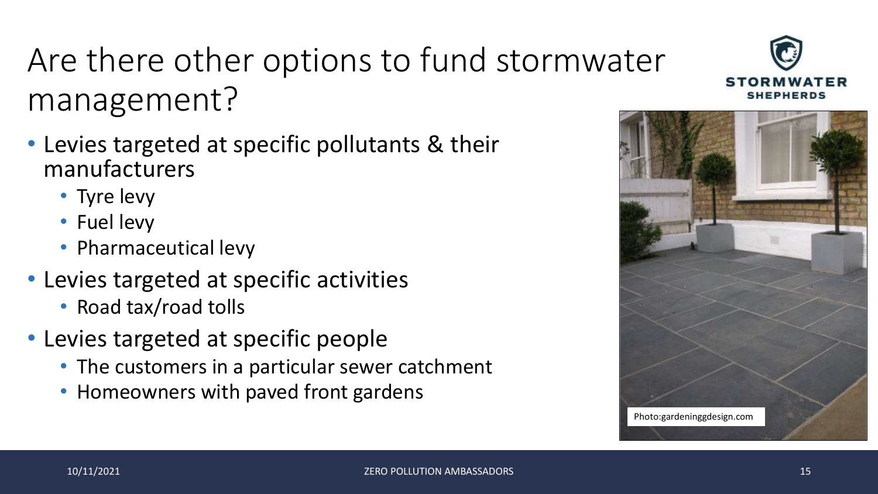# Are there other options to fund stormwater management?

- Levies targeted at specific pollutants & their manufacturers
  - Tyre levy
  - Fuel levy
  - Pharmaceutical levy
- Levies targeted at specific activities
  - Road tax/road tolls
- Levies targeted at specific people
  - The customers in a particular sewer catchment
  - Homeowners with paved front gardens

Photo:gardeninggdesign.com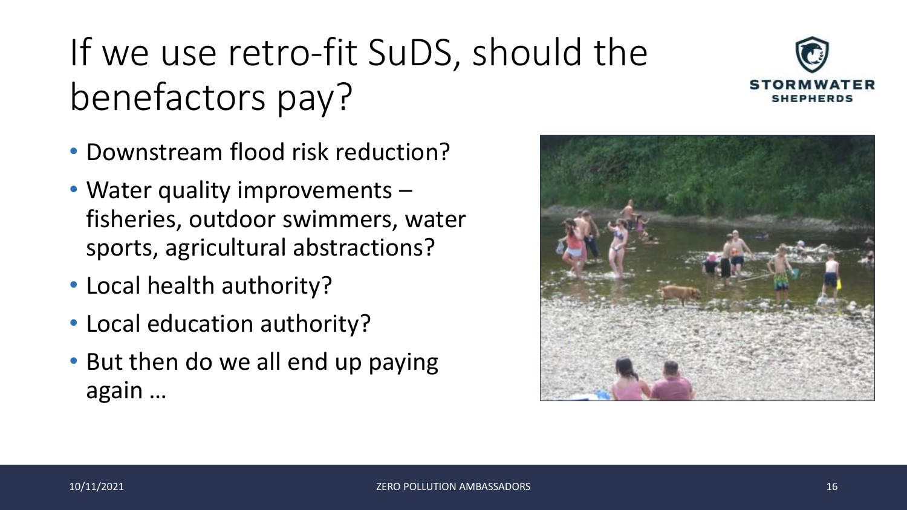# If we use retro-fit SuDS, should the benefactors pay?

- Downstream flood risk reduction?
- Water quality improvements – fisheries, outdoor swimmers, water sports, agricultural abstractions?
- Local health authority?
- Local education authority?
- But then do we all end up paying again …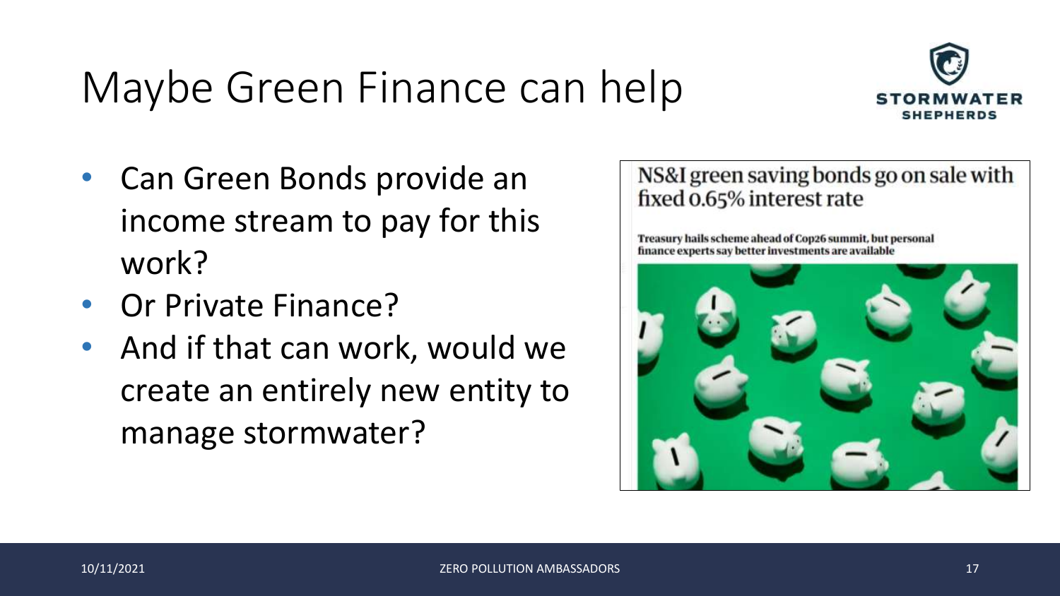# Maybe Green Finance can help

- Can Green Bonds provide an income stream to pay for this work?
- Or Private Finance?
- And if that can work, would we create an entirely new entity to manage stormwater?

NS&I green saving bonds go on sale with fixed 0.65% interest rate

Treasury hails scheme ahead of Cop26 summit, but personal finance experts say better investments are available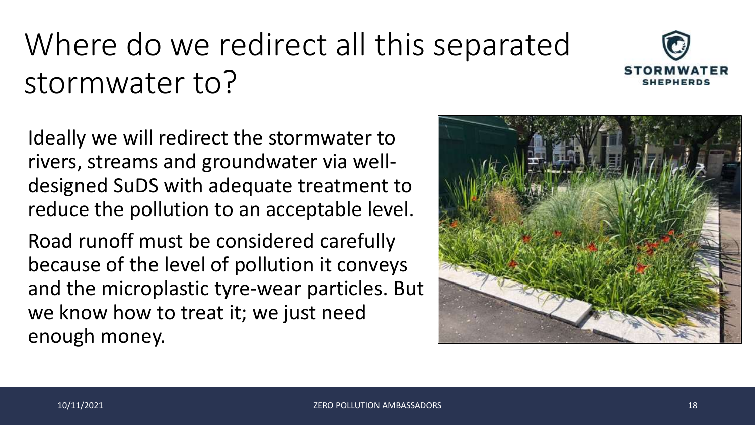# Where do we redirect all this separated stormwater to?

Ideally we will redirect the stormwater to rivers, streams and groundwater via well-designed SuDS with adequate treatment to reduce the pollution to an acceptable level.

Road runoff must be considered carefully because of the level of pollution it conveys and the microplastic tyre-wear particles. But we know how to treat it; we just need enough money.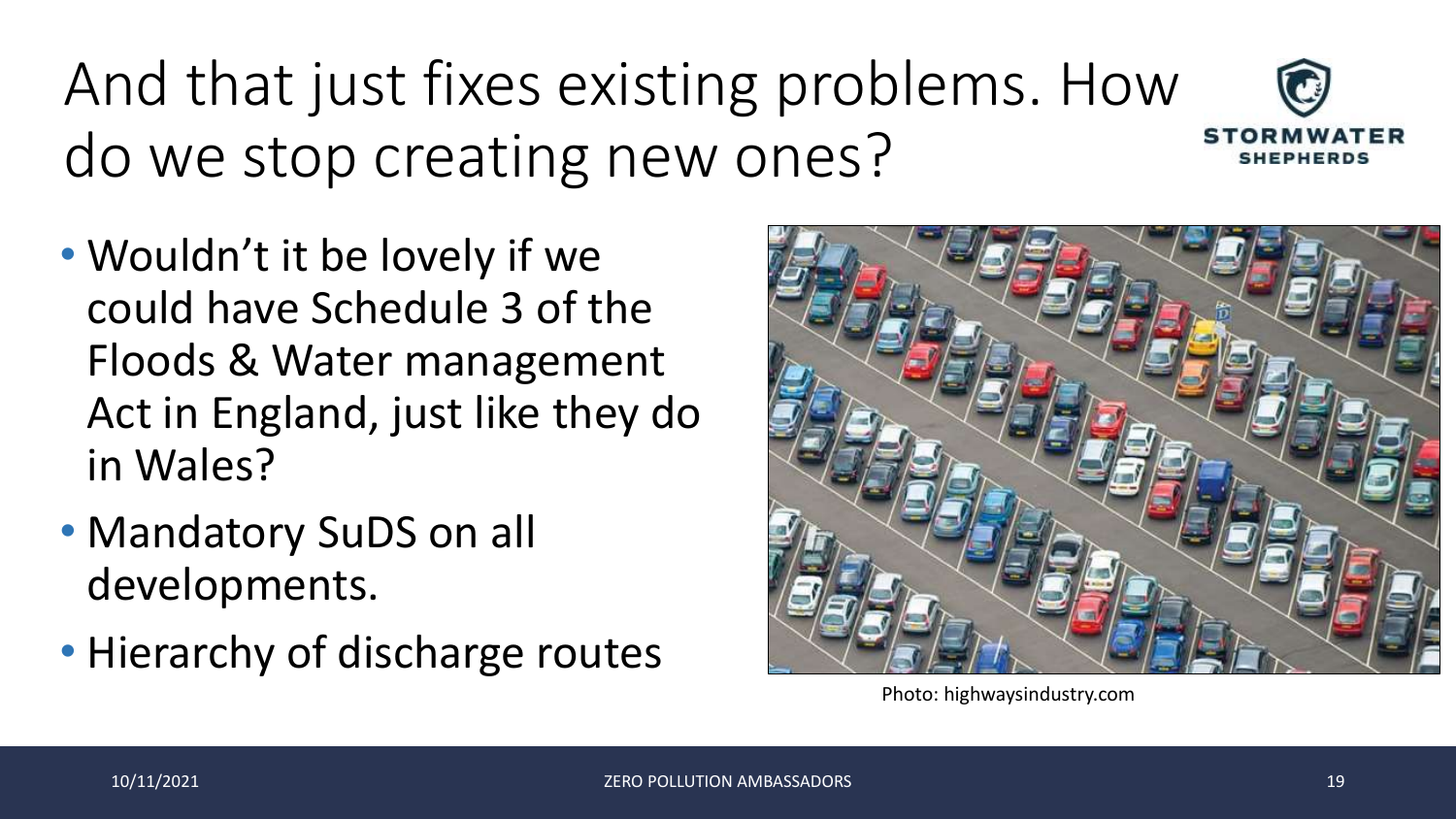# And that just fixes existing problems. How do we stop creating new ones?

- Wouldn't it be lovely if we could have Schedule 3 of the Floods & Water management Act in England, just like they do in Wales?
- Mandatory SuDS on all developments.
- Hierarchy of discharge routes

Photo: highwaysindustry.com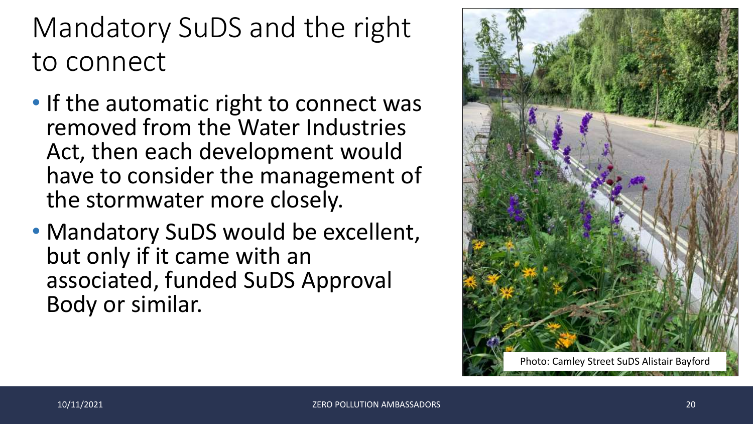# Mandatory SuDS and the right to connect

- If the automatic right to connect was removed from the Water Industries Act, then each development would have to consider the management of the stormwater more closely.
- Mandatory SuDS would be excellent, but only if it came with an associated, funded SuDS Approval Body or similar.

Photo: Camley Street SuDS Alistair Bayford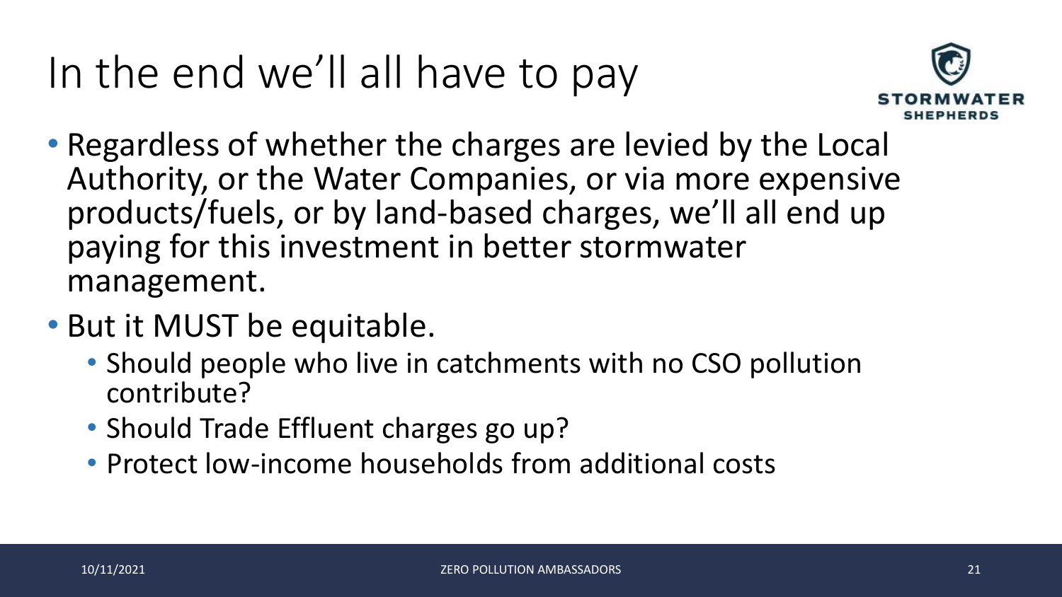# In the end we'll all have to pay

- Regardless of whether the charges are levied by the Local Authority, or the Water Companies, or via more expensive products/fuels, or by land-based charges, we'll all end up paying for this investment in better stormwater management.
- But it MUST be equitable.
  - Should people who live in catchments with no CSO pollution contribute?
  - Should Trade Effluent charges go up?
  - Protect low-income households from additional costs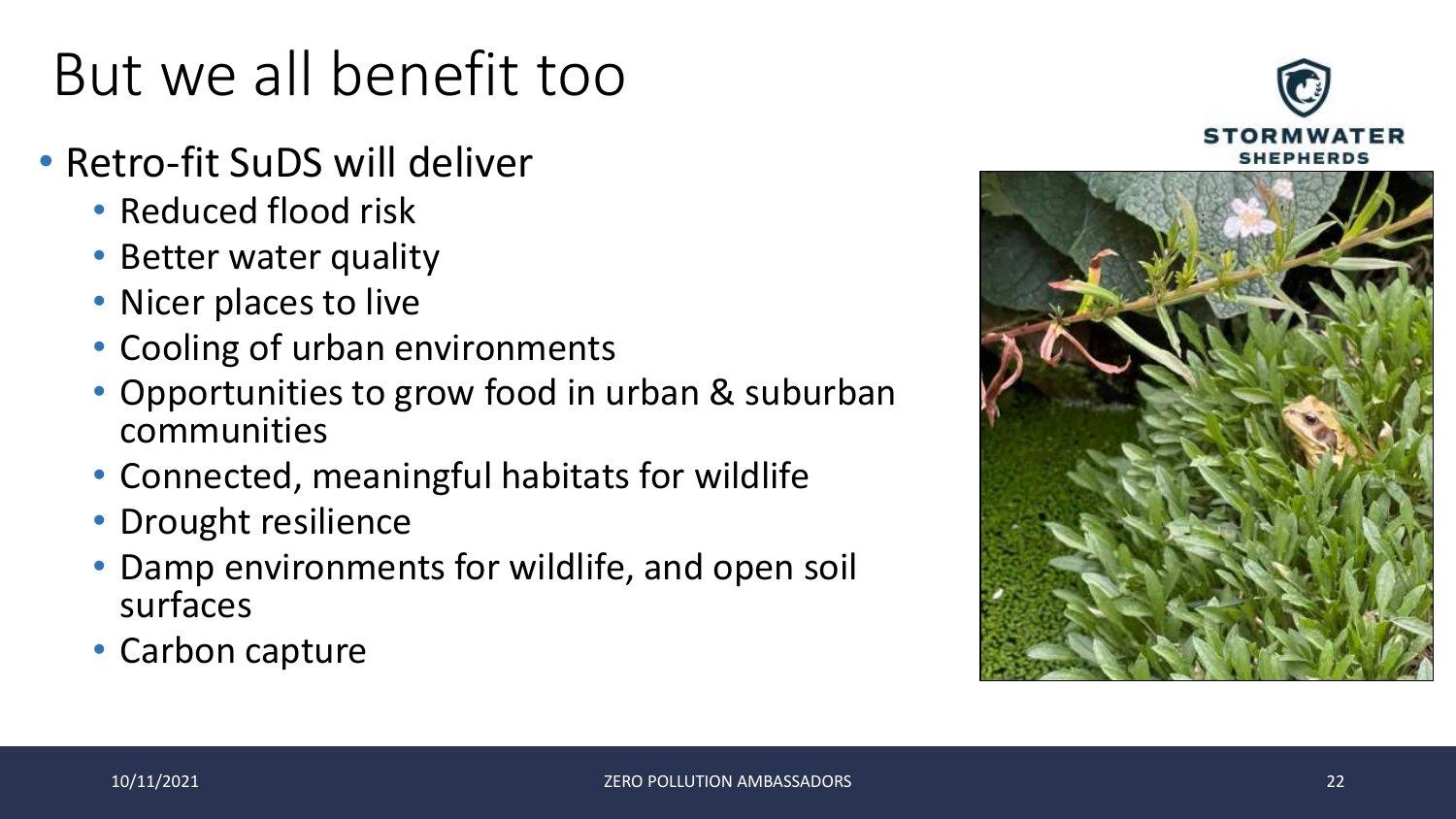# But we all benefit too

- Retro-fit SuDS will deliver
  - Reduced flood risk
  - Better water quality
  - Nicer places to live
  - Cooling of urban environments
  - Opportunities to grow food in urban & suburban communities
  - Connected, meaningful habitats for wildlife
  - Drought resilience
  - Damp environments for wildlife, and open soil surfaces
  - Carbon capture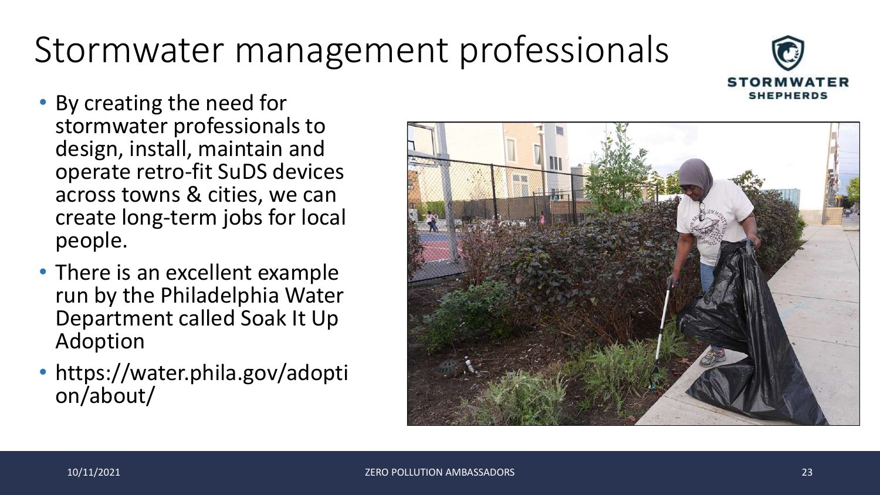# Stormwater management professionals

- By creating the need for stormwater professionals to design, install, maintain and operate retro-fit SuDS devices across towns & cities, we can create long-term jobs for local people.
- There is an excellent example run by the Philadelphia Water Department called Soak It Up Adoption
- https://water.phila.gov/adoption/about/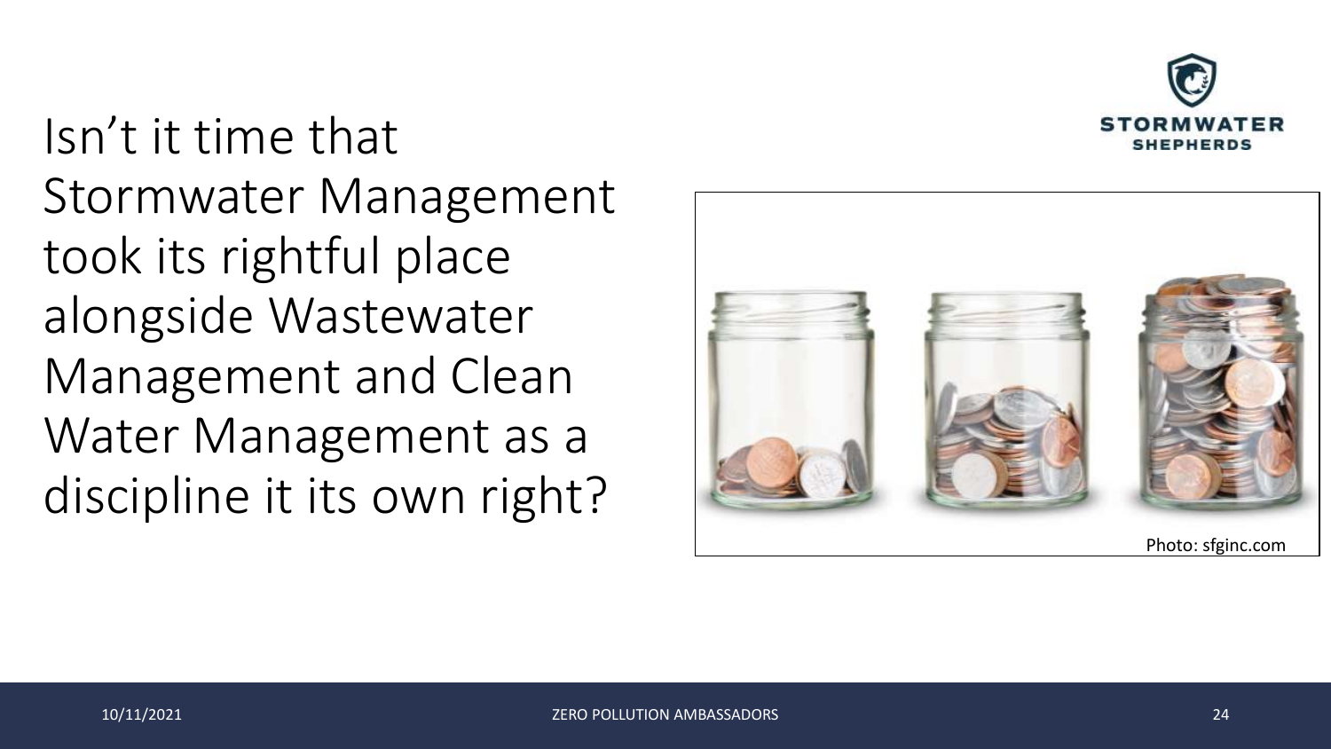Isn't it time that Stormwater Management took its rightful place alongside Wastewater Management and Clean Water Management as a discipline it its own right?

Photo: sfginc.com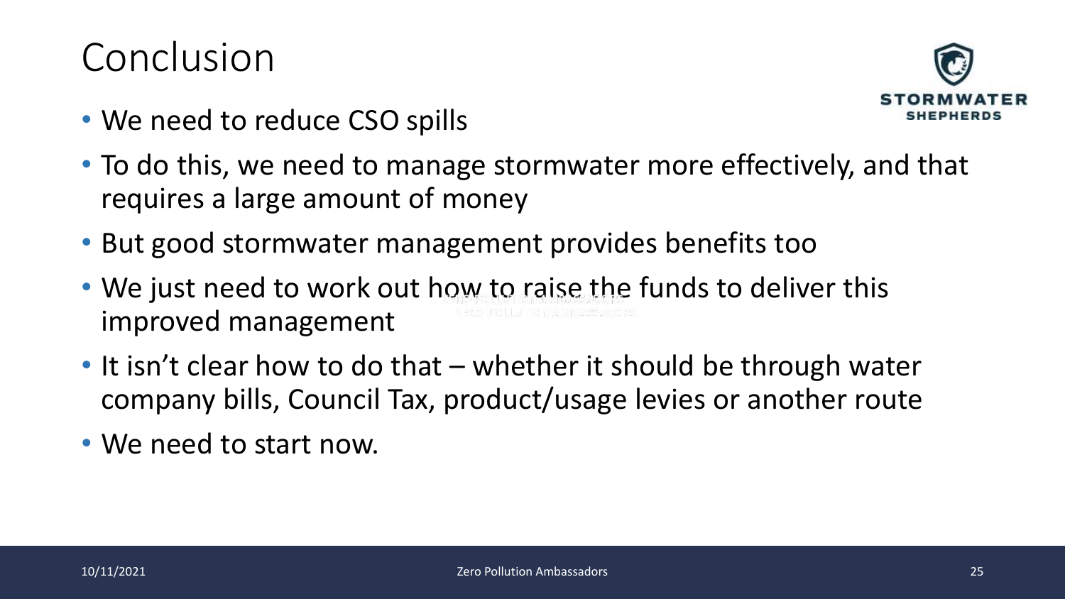# Conclusion

- We need to reduce CSO spills
- To do this, we need to manage stormwater more effectively, and that requires a large amount of money
- But good stormwater management provides benefits too
- We just need to work out how to raise the funds to deliver this improved management
- It isn't clear how to do that – whether it should be through water company bills, Council Tax, product/usage levies or another route
- We need to start now.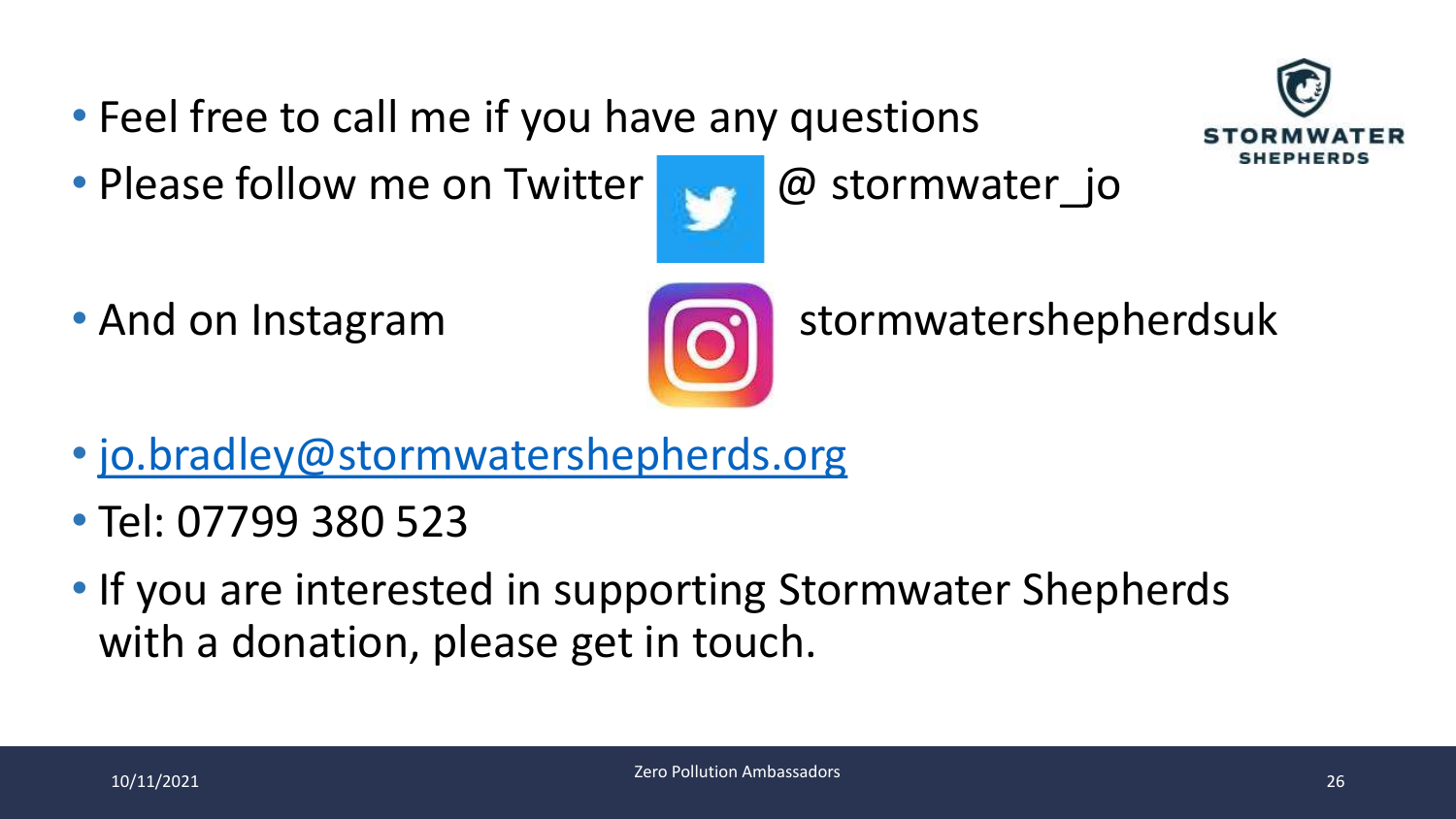- Feel free to call me if you have any questions
- Please follow me on Twitter @ stormwater_jo
- And on Instagram stormwatershepherdsuk
- jo.bradley@stormwatershepherds.org
- Tel: 07799 380 523
- If you are interested in supporting Stormwater Shepherds with a donation, please get in touch.